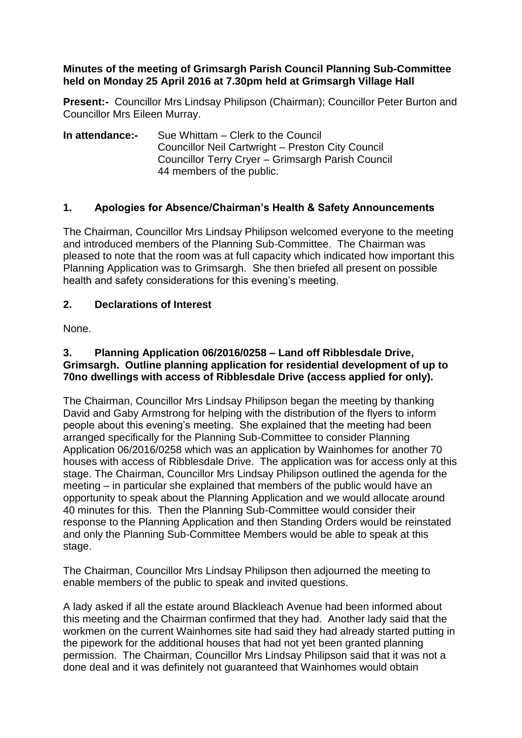**Minutes of the meeting of Grimsargh Parish Council Planning Sub-Committee held on Monday 25 April 2016 at 7.30pm held at Grimsargh Village Hall**

**Present:-** Councillor Mrs Lindsay Philipson (Chairman); Councillor Peter Burton and Councillor Mrs Eileen Murray.

**In attendance:-** Sue Whittam – Clerk to the Council
Councillor Neil Cartwright – Preston City Council
Councillor Terry Cryer – Grimsargh Parish Council
44 members of the public.

## 1. Apologies for Absence/Chairman's Health & Safety Announcements

The Chairman, Councillor Mrs Lindsay Philipson welcomed everyone to the meeting and introduced members of the Planning Sub-Committee. The Chairman was pleased to note that the room was at full capacity which indicated how important this Planning Application was to Grimsargh. She then briefed all present on possible health and safety considerations for this evening's meeting.

## 2. Declarations of Interest

None.

## 3. Planning Application 06/2016/0258 – Land off Ribblesdale Drive, Grimsargh. Outline planning application for residential development of up to 70no dwellings with access of Ribblesdale Drive (access applied for only).

The Chairman, Councillor Mrs Lindsay Philipson began the meeting by thanking David and Gaby Armstrong for helping with the distribution of the flyers to inform people about this evening's meeting. She explained that the meeting had been arranged specifically for the Planning Sub-Committee to consider Planning Application 06/2016/0258 which was an application by Wainhomes for another 70 houses with access of Ribblesdale Drive. The application was for access only at this stage. The Chairman, Councillor Mrs Lindsay Philipson outlined the agenda for the meeting – in particular she explained that members of the public would have an opportunity to speak about the Planning Application and we would allocate around 40 minutes for this. Then the Planning Sub-Committee would consider their response to the Planning Application and then Standing Orders would be reinstated and only the Planning Sub-Committee Members would be able to speak at this stage.

The Chairman, Councillor Mrs Lindsay Philipson then adjourned the meeting to enable members of the public to speak and invited questions.

A lady asked if all the estate around Blackleach Avenue had been informed about this meeting and the Chairman confirmed that they had. Another lady said that the workmen on the current Wainhomes site had said they had already started putting in the pipework for the additional houses that had not yet been granted planning permission. The Chairman, Councillor Mrs Lindsay Philipson said that it was not a done deal and it was definitely not guaranteed that Wainhomes would obtain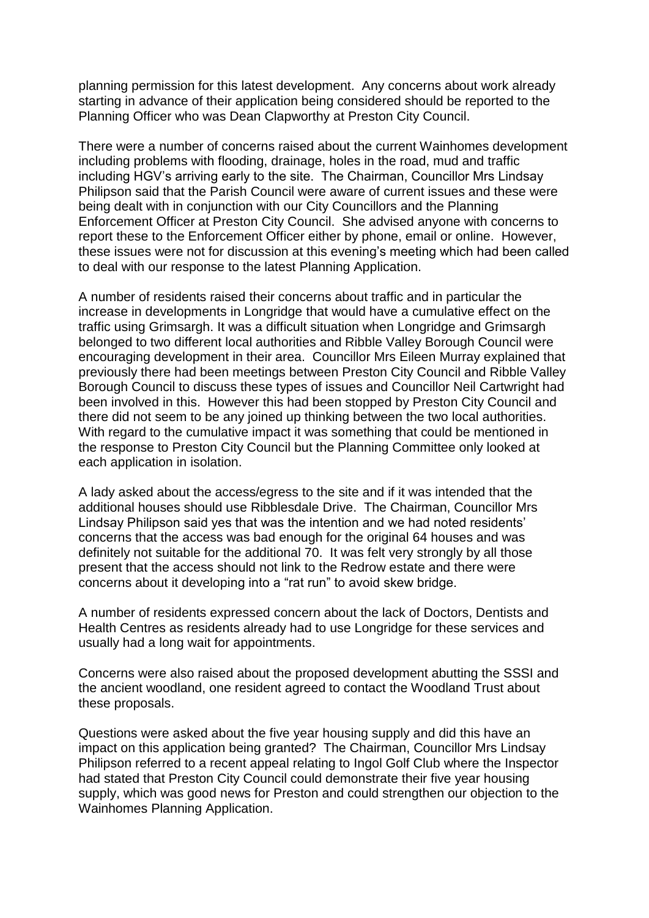planning permission for this latest development. Any concerns about work already starting in advance of their application being considered should be reported to the Planning Officer who was Dean Clapworthy at Preston City Council.

There were a number of concerns raised about the current Wainhomes development including problems with flooding, drainage, holes in the road, mud and traffic including HGV's arriving early to the site. The Chairman, Councillor Mrs Lindsay Philipson said that the Parish Council were aware of current issues and these were being dealt with in conjunction with our City Councillors and the Planning Enforcement Officer at Preston City Council. She advised anyone with concerns to report these to the Enforcement Officer either by phone, email or online. However, these issues were not for discussion at this evening's meeting which had been called to deal with our response to the latest Planning Application.

A number of residents raised their concerns about traffic and in particular the increase in developments in Longridge that would have a cumulative effect on the traffic using Grimsargh. It was a difficult situation when Longridge and Grimsargh belonged to two different local authorities and Ribble Valley Borough Council were encouraging development in their area. Councillor Mrs Eileen Murray explained that previously there had been meetings between Preston City Council and Ribble Valley Borough Council to discuss these types of issues and Councillor Neil Cartwright had been involved in this. However this had been stopped by Preston City Council and there did not seem to be any joined up thinking between the two local authorities. With regard to the cumulative impact it was something that could be mentioned in the response to Preston City Council but the Planning Committee only looked at each application in isolation.

A lady asked about the access/egress to the site and if it was intended that the additional houses should use Ribblesdale Drive. The Chairman, Councillor Mrs Lindsay Philipson said yes that was the intention and we had noted residents' concerns that the access was bad enough for the original 64 houses and was definitely not suitable for the additional 70. It was felt very strongly by all those present that the access should not link to the Redrow estate and there were concerns about it developing into a "rat run" to avoid skew bridge.

A number of residents expressed concern about the lack of Doctors, Dentists and Health Centres as residents already had to use Longridge for these services and usually had a long wait for appointments.

Concerns were also raised about the proposed development abutting the SSSI and the ancient woodland, one resident agreed to contact the Woodland Trust about these proposals.

Questions were asked about the five year housing supply and did this have an impact on this application being granted? The Chairman, Councillor Mrs Lindsay Philipson referred to a recent appeal relating to Ingol Golf Club where the Inspector had stated that Preston City Council could demonstrate their five year housing supply, which was good news for Preston and could strengthen our objection to the Wainhomes Planning Application.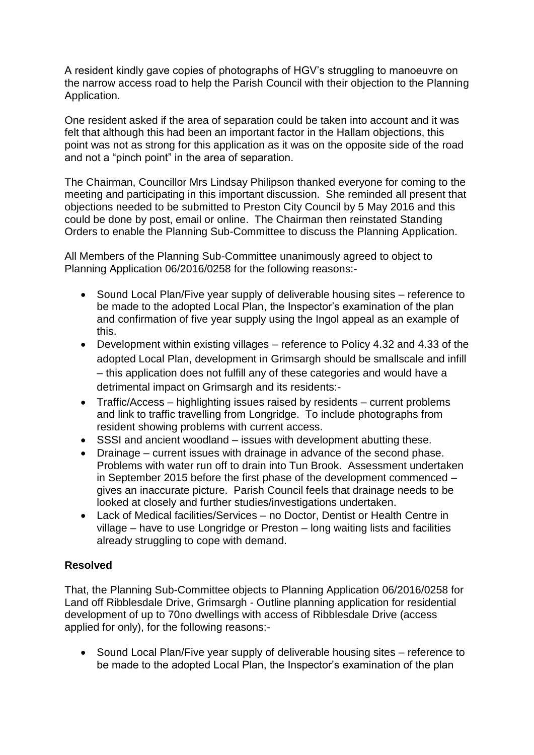A resident kindly gave copies of photographs of HGV's struggling to manoeuvre on the narrow access road to help the Parish Council with their objection to the Planning Application.

One resident asked if the area of separation could be taken into account and it was felt that although this had been an important factor in the Hallam objections, this point was not as strong for this application as it was on the opposite side of the road and not a "pinch point" in the area of separation.

The Chairman, Councillor Mrs Lindsay Philipson thanked everyone for coming to the meeting and participating in this important discussion. She reminded all present that objections needed to be submitted to Preston City Council by 5 May 2016 and this could be done by post, email or online. The Chairman then reinstated Standing Orders to enable the Planning Sub-Committee to discuss the Planning Application.

All Members of the Planning Sub-Committee unanimously agreed to object to Planning Application 06/2016/0258 for the following reasons:-

- Sound Local Plan/Five year supply of deliverable housing sites – reference to be made to the adopted Local Plan, the Inspector's examination of the plan and confirmation of five year supply using the Ingol appeal as an example of this.
- Development within existing villages – reference to Policy 4.32 and 4.33 of the adopted Local Plan, development in Grimsargh should be smallscale and infill – this application does not fulfill any of these categories and would have a detrimental impact on Grimsargh and its residents:-
- Traffic/Access – highlighting issues raised by residents – current problems and link to traffic travelling from Longridge. To include photographs from resident showing problems with current access.
- SSSI and ancient woodland – issues with development abutting these.
- Drainage – current issues with drainage in advance of the second phase. Problems with water run off to drain into Tun Brook. Assessment undertaken in September 2015 before the first phase of the development commenced – gives an inaccurate picture. Parish Council feels that drainage needs to be looked at closely and further studies/investigations undertaken.
- Lack of Medical facilities/Services – no Doctor, Dentist or Health Centre in village – have to use Longridge or Preston – long waiting lists and facilities already struggling to cope with demand.

**Resolved**

That, the Planning Sub-Committee objects to Planning Application 06/2016/0258 for Land off Ribblesdale Drive, Grimsargh - Outline planning application for residential development of up to 70no dwellings with access of Ribblesdale Drive (access applied for only), for the following reasons:-

- Sound Local Plan/Five year supply of deliverable housing sites – reference to be made to the adopted Local Plan, the Inspector's examination of the plan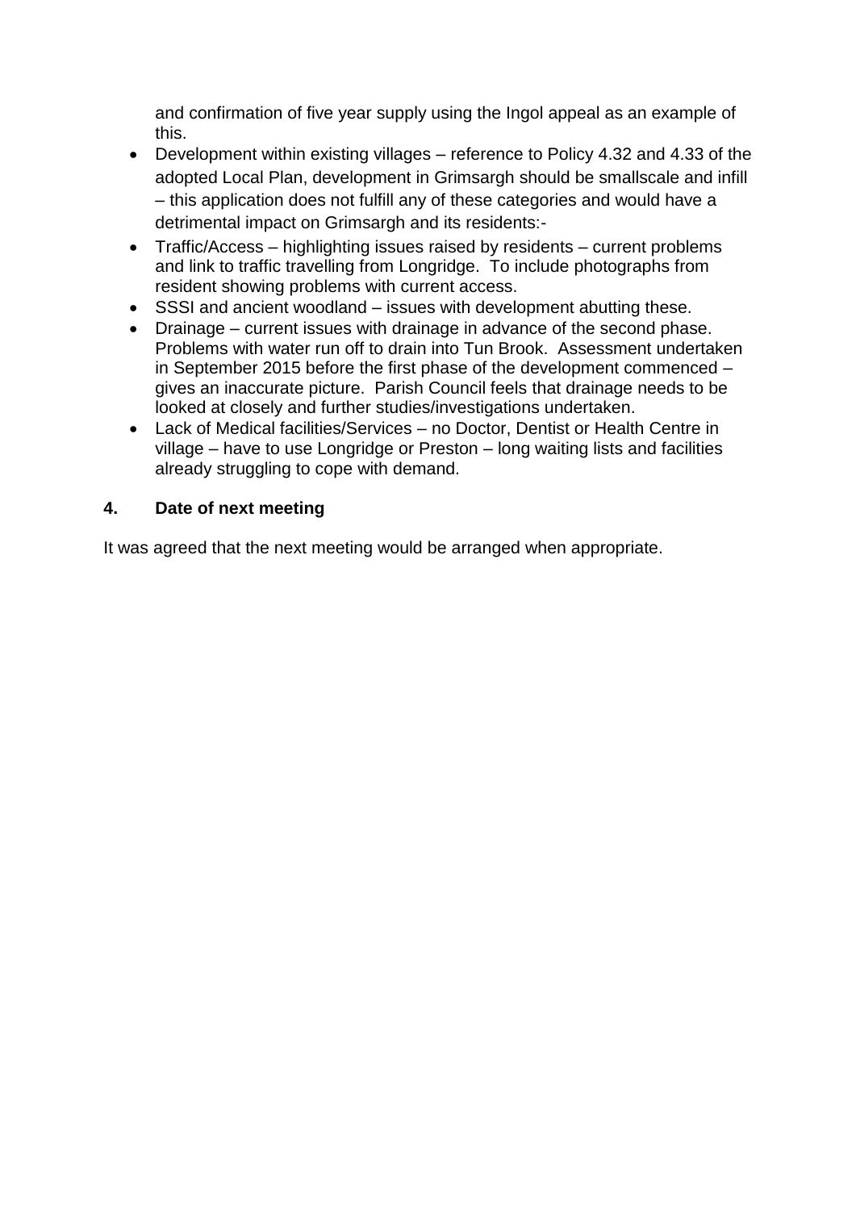and confirmation of five year supply using the Ingol appeal as an example of this.

- Development within existing villages – reference to Policy 4.32 and 4.33 of the adopted Local Plan, development in Grimsargh should be smallscale and infill – this application does not fulfill any of these categories and would have a detrimental impact on Grimsargh and its residents:-
- Traffic/Access – highlighting issues raised by residents – current problems and link to traffic travelling from Longridge. To include photographs from resident showing problems with current access.
- SSSI and ancient woodland – issues with development abutting these.
- Drainage – current issues with drainage in advance of the second phase. Problems with water run off to drain into Tun Brook. Assessment undertaken in September 2015 before the first phase of the development commenced – gives an inaccurate picture. Parish Council feels that drainage needs to be looked at closely and further studies/investigations undertaken.
- Lack of Medical facilities/Services – no Doctor, Dentist or Health Centre in village – have to use Longridge or Preston – long waiting lists and facilities already struggling to cope with demand.

## 4. Date of next meeting

It was agreed that the next meeting would be arranged when appropriate.